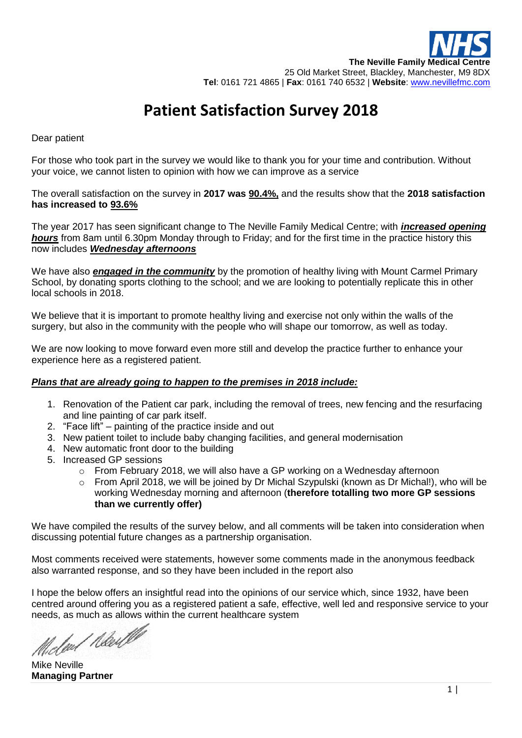**The Neville Family Medical Centre**
25 Old Market Street, Blackley, Manchester, M9 8DX
**Tel**: 0161 721 4865 | **Fax**: 0161 740 6532 | **Website**: www.nevillefmc.com

# Patient Satisfaction Survey 2018

Dear patient

For those who took part in the survey we would like to thank you for your time and contribution. Without your voice, we cannot listen to opinion with how we can improve as a service

The overall satisfaction on the survey in **2017 was <u>90.4%,</u>** and the results show that the **2018 satisfaction has increased to <u>93.6%</u>**

The year 2017 has seen significant change to The Neville Family Medical Centre; with ***<u>increased opening hours</u>*** from 8am until 6.30pm Monday through to Friday; and for the first time in the practice history this now includes ***<u>Wednesday afternoons</u>***

We have also ***<u>engaged in the community</u>*** by the promotion of healthy living with Mount Carmel Primary School, by donating sports clothing to the school; and we are looking to potentially replicate this in other local schools in 2018.

We believe that it is important to promote healthy living and exercise not only within the walls of the surgery, but also in the community with the people who will shape our tomorrow, as well as today.

We are now looking to move forward even more still and develop the practice further to enhance your experience here as a registered patient.

***<u>Plans that are already going to happen to the premises in 2018 include:</u>***

1. Renovation of the Patient car park, including the removal of trees, new fencing and the resurfacing and line painting of car park itself.
2. "Face lift" – painting of the practice inside and out
3. New patient toilet to include baby changing facilities, and general modernisation
4. New automatic front door to the building
5. Increased GP sessions
   - From February 2018, we will also have a GP working on a Wednesday afternoon
   - From April 2018, we will be joined by Dr Michal Szypulski (known as Dr Michal!), who will be working Wednesday morning and afternoon (**therefore totalling two more GP sessions than we currently offer)**

We have compiled the results of the survey below, and all comments will be taken into consideration when discussing potential future changes as a partnership organisation.

Most comments received were statements, however some comments made in the anonymous feedback also warranted response, and so they have been included in the report also

I hope the below offers an insightful read into the opinions of our service which, since 1932, have been centred around offering you as a registered patient a safe, effective, well led and responsive service to your needs, as much as allows within the current healthcare system

Mike Neville
**Managing Partner**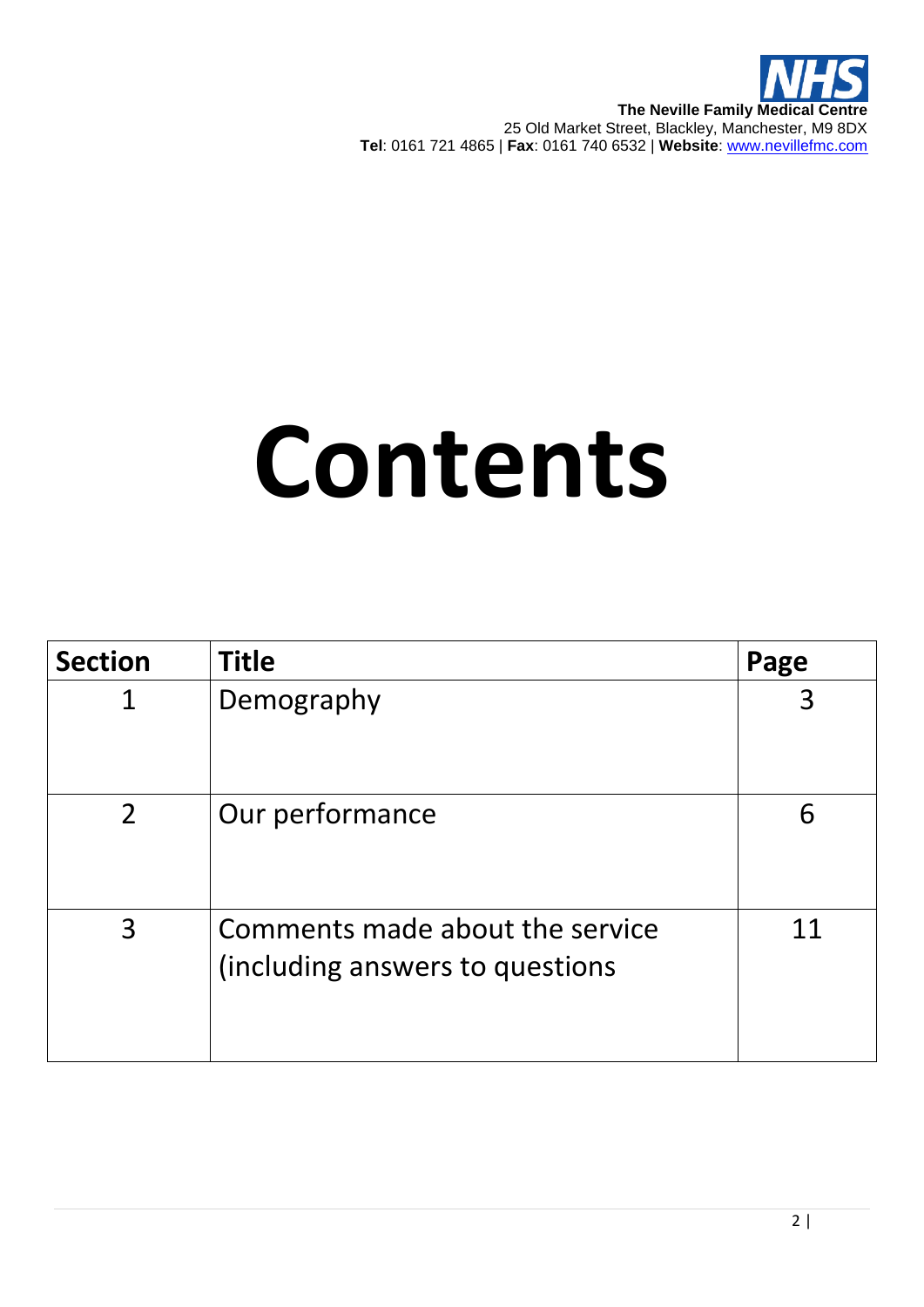**The Neville Family Medical Centre**
25 Old Market Street, Blackley, Manchester, M9 8DX
**Tel**: 0161 721 4865 | **Fax**: 0161 740 6532 | **Website**: www.nevillefmc.com

# Contents

| Section | Title | Page |
|---|---|---|
| 1 | Demography | 3 |
| 2 | Our performance | 6 |
| 3 | Comments made about the service (including answers to questions | 11 |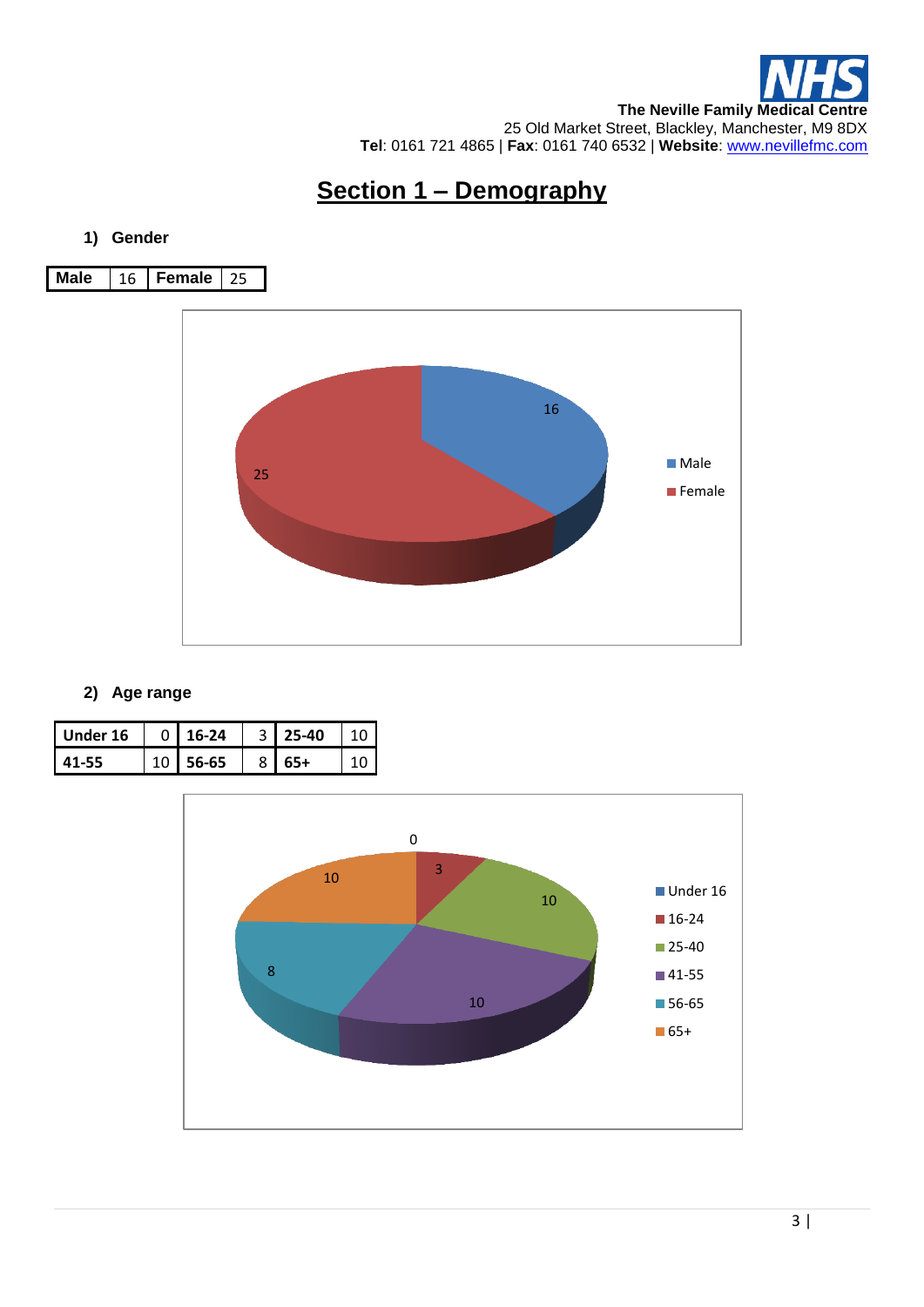**The Neville Family Medical Centre**
25 Old Market Street, Blackley, Manchester, M9 8DX
**Tel**: 0161 721 4865 | **Fax**: 0161 740 6532 | **Website**: www.nevillefmc.com

# Section 1 – Demography

**1) Gender**

| Male | 16 | Female | 25 |
|---|---|---|---|

**2) Age range**

| Under 16 | 0 | 16-24 | 3 | 25-40 | 10 |
|---|---|---|---|---|---|
| 41-55 | 10 | 56-65 | 8 | 65+ | 10 |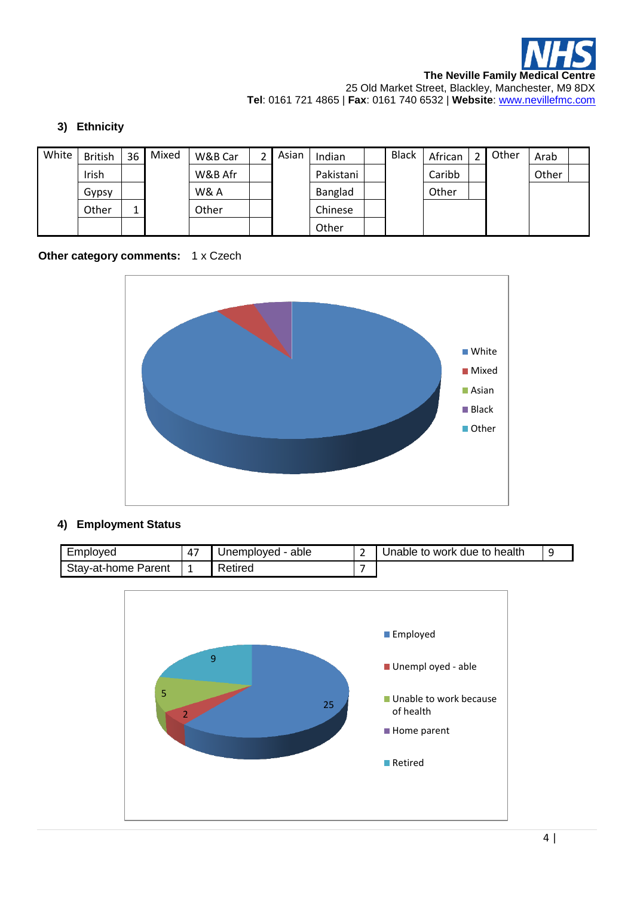### 3) Ethnicity

| White | British | 36 | Mixed | W&B Car | 2 | Asian | Indian | | Black | African | 2 | Other | Arab | |
|---|---|---|---|---|---|---|---|---|---|---|---|---|---|---|
| | Irish | | | W&B Afr | | | Pakistani | | | Caribb | | | Other | |
| | Gypsy | | | W& A | | | Banglad | | | Other | | | | |
| | Other | 1 | | Other | | | Chinese | | | | | | | |
| | | | | | | | Other | | | | | | | |

**Other category comments:** 1 x Czech

### 4) Employment Status

| Employed | 47 | Unemployed - able | 2 | Unable to work due to health | 9 |
|---|---|---|---|---|---|
| Stay-at-home Parent | 1 | Retired | 7 | | |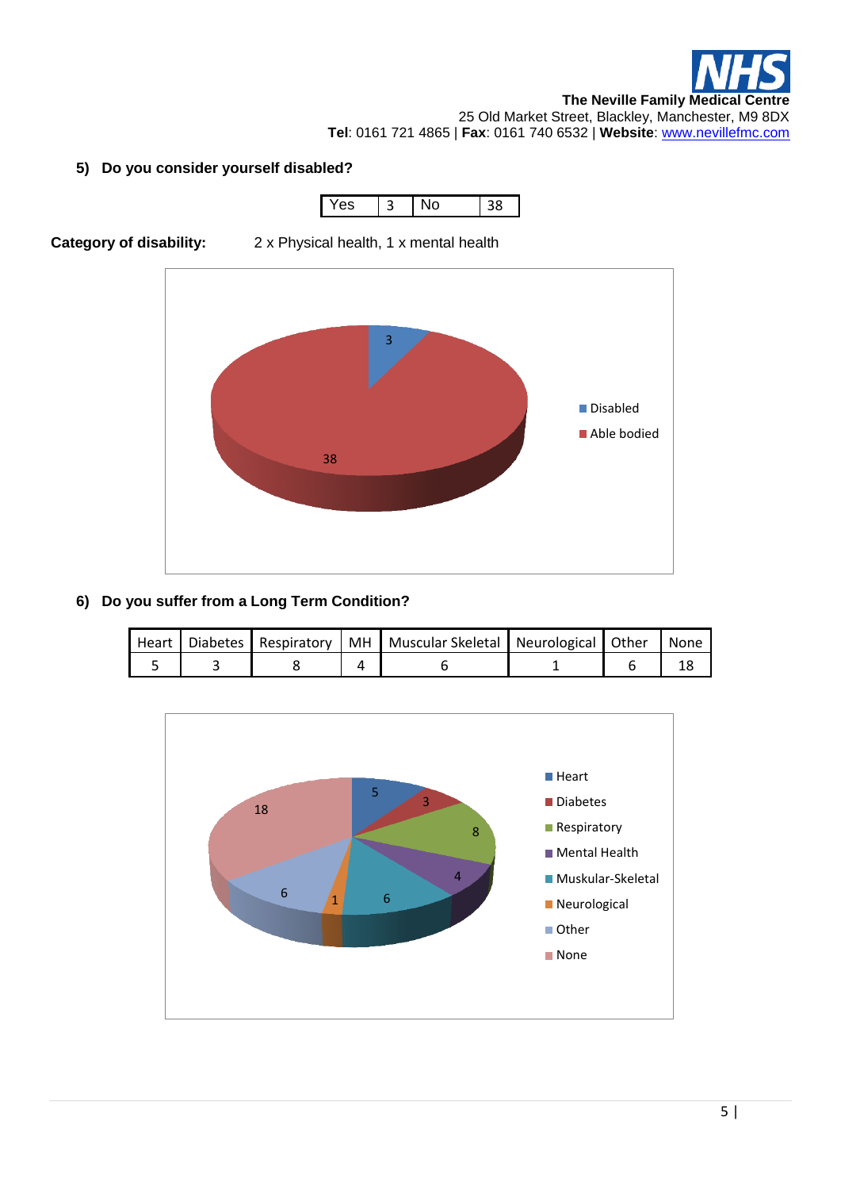**5) Do you consider yourself disabled?**

| Yes | 3 | No | 38 |
|---|---|---|---|

**Category of disability:** 2 x Physical health, 1 x mental health

**6) Do you suffer from a Long Term Condition?**

| Heart | Diabetes | Respiratory | MH | Muscular Skeletal | Neurological | Other | None |
|---|---|---|---|---|---|---|---|
| 5 | 3 | 8 | 4 | 6 | 1 | 6 | 18 |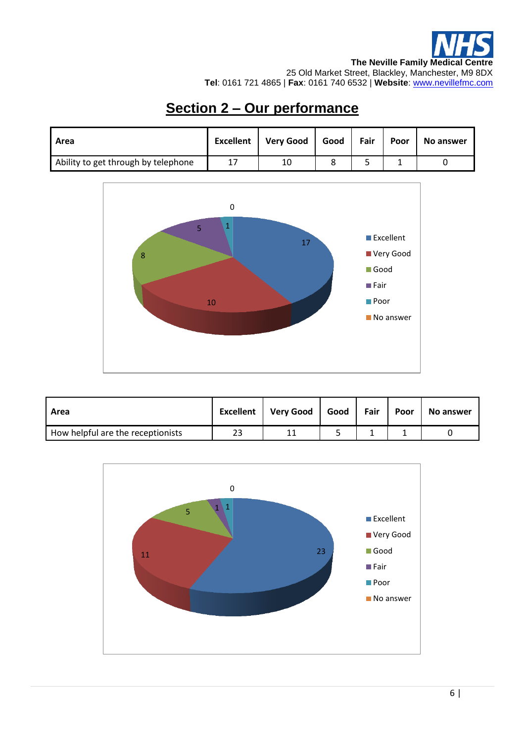The Neville Family Medical Centre
25 Old Market Street, Blackley, Manchester, M9 8DX
**Tel**: 0161 721 4865 | **Fax**: 0161 740 6532 | **Website**: www.nevillefmc.com

# Section 2 – Our performance

| Area | Excellent | Very Good | Good | Fair | Poor | No answer |
|---|---|---|---|---|---|---|
| Ability to get through by telephone | 17 | 10 | 8 | 5 | 1 | 0 |

| Area | Excellent | Very Good | Good | Fair | Poor | No answer |
|---|---|---|---|---|---|---|
| How helpful are the receptionists | 23 | 11 | 5 | 1 | 1 | 0 |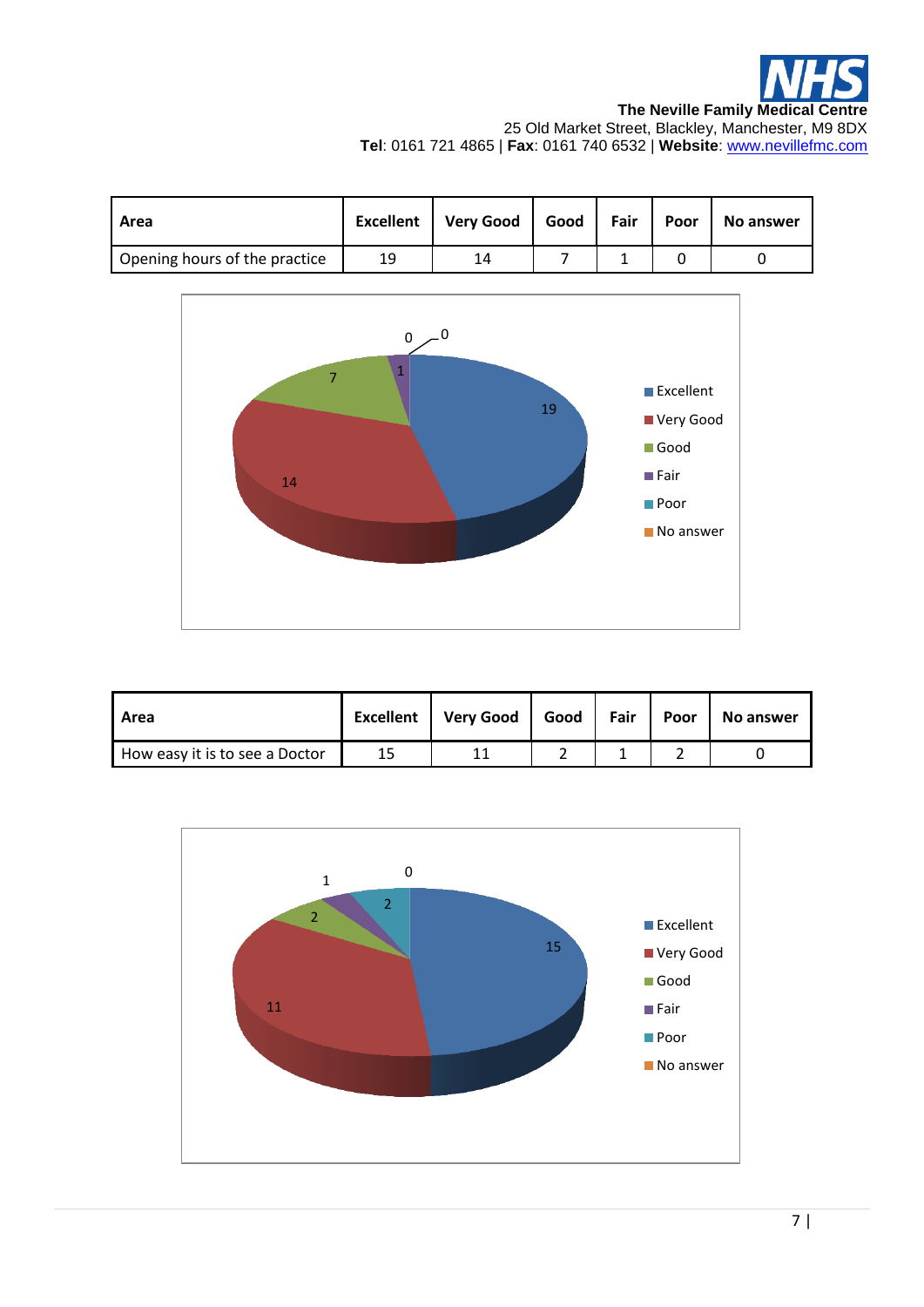**The Neville Family Medical Centre**
25 Old Market Street, Blackley, Manchester, M9 8DX
**Tel**: 0161 721 4865 | **Fax**: 0161 740 6532 | **Website**: www.nevillefmc.com

| Area | Excellent | Very Good | Good | Fair | Poor | No answer |
|---|---|---|---|---|---|---|
| Opening hours of the practice | 19 | 14 | 7 | 1 | 0 | 0 |

| Area | Excellent | Very Good | Good | Fair | Poor | No answer |
|---|---|---|---|---|---|---|
| How easy it is to see a Doctor | 15 | 11 | 2 | 1 | 2 | 0 |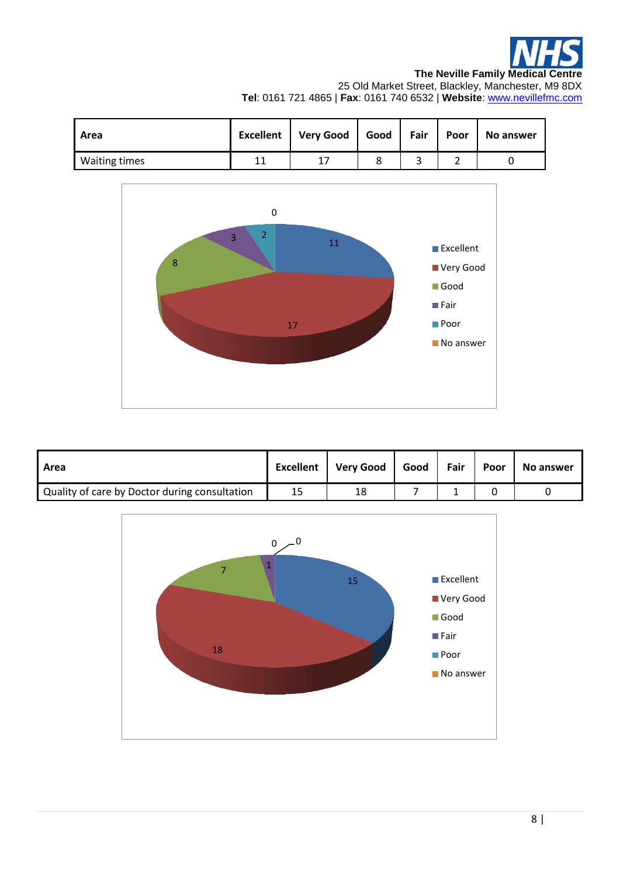**The Neville Family Medical Centre**
25 Old Market Street, Blackley, Manchester, M9 8DX
**Tel**: 0161 721 4865 | **Fax**: 0161 740 6532 | **Website**: www.nevillefmc.com

| Area | Excellent | Very Good | Good | Fair | Poor | No answer |
|---|---|---|---|---|---|---|
| Waiting times | 11 | 17 | 8 | 3 | 2 | 0 |

| Area | Excellent | Very Good | Good | Fair | Poor | No answer |
|---|---|---|---|---|---|---|
| Quality of care by Doctor during consultation | 15 | 18 | 7 | 1 | 0 | 0 |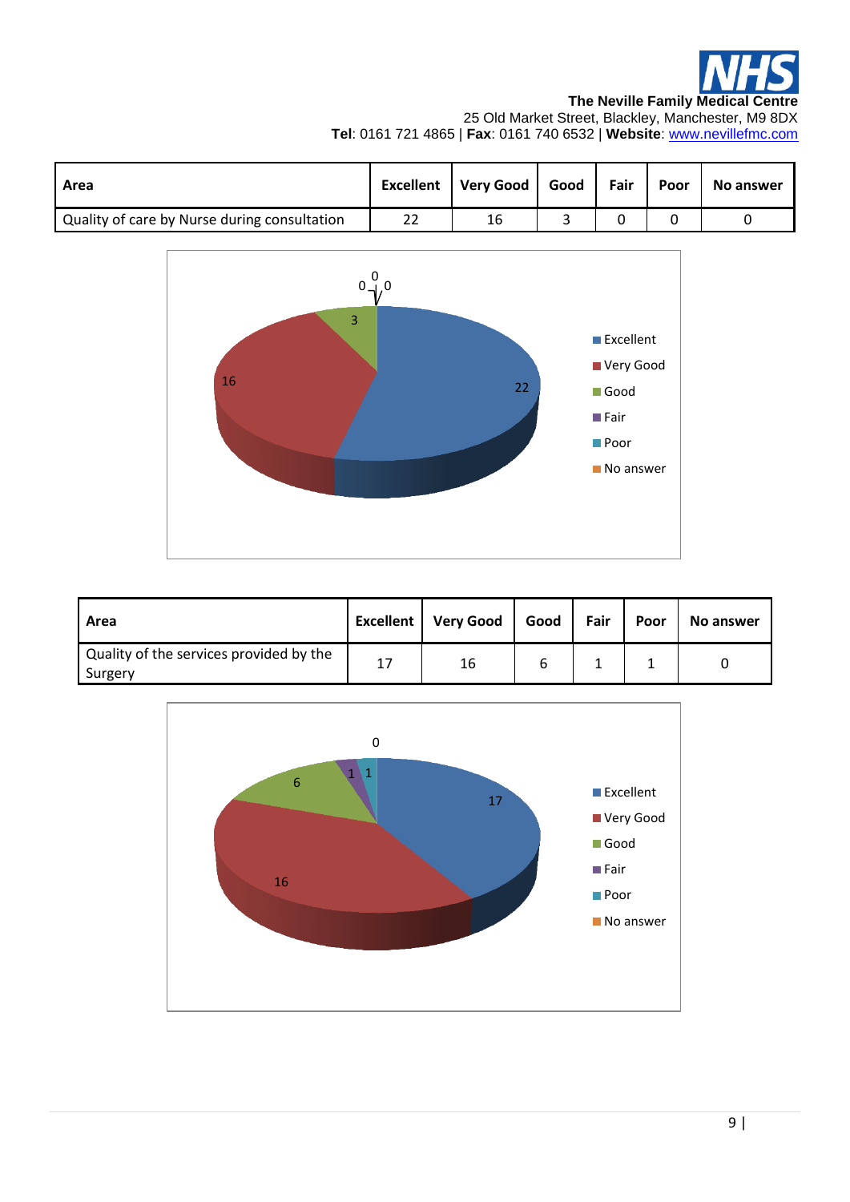**The Neville Family Medical Centre**
25 Old Market Street, Blackley, Manchester, M9 8DX
**Tel**: 0161 721 4865 | **Fax**: 0161 740 6532 | **Website**: www.nevillefmc.com

| Area | Excellent | Very Good | Good | Fair | Poor | No answer |
|---|---|---|---|---|---|---|
| Quality of care by Nurse during consultation | 22 | 16 | 3 | 0 | 0 | 0 |

| Area | Excellent | Very Good | Good | Fair | Poor | No answer |
|---|---|---|---|---|---|---|
| Quality of the services provided by the Surgery | 17 | 16 | 6 | 1 | 1 | 0 |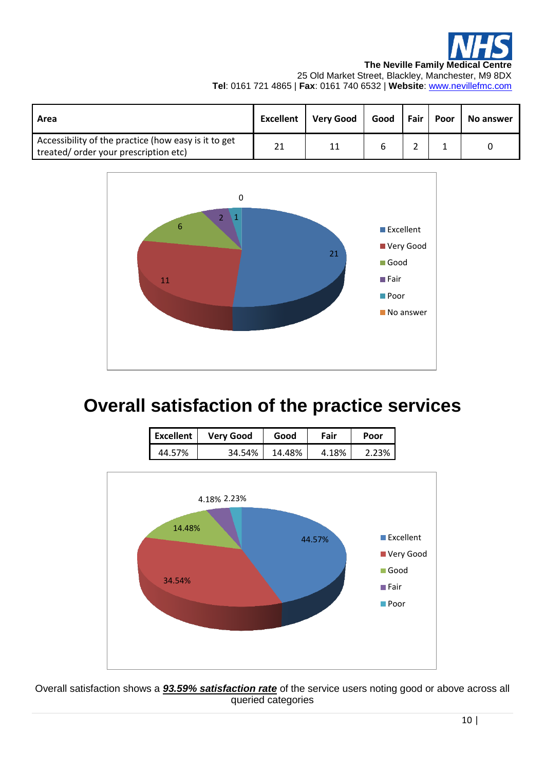**The Neville Family Medical Centre**
25 Old Market Street, Blackley, Manchester, M9 8DX
**Tel**: 0161 721 4865 | **Fax**: 0161 740 6532 | **Website**: www.nevillefmc.com

| Area | Excellent | Very Good | Good | Fair | Poor | No answer |
|---|---|---|---|---|---|---|
| Accessibility of the practice (how easy is it to get treated/ order your prescription etc) | 21 | 11 | 6 | 2 | 1 | 0 |

# Overall satisfaction of the practice services

| Excellent | Very Good | Good | Fair | Poor |
|---|---|---|---|---|
| 44.57% | 34.54% | 14.48% | 4.18% | 2.23% |

Overall satisfaction shows a ***93.59% satisfaction rate*** of the service users noting good or above across all queried categories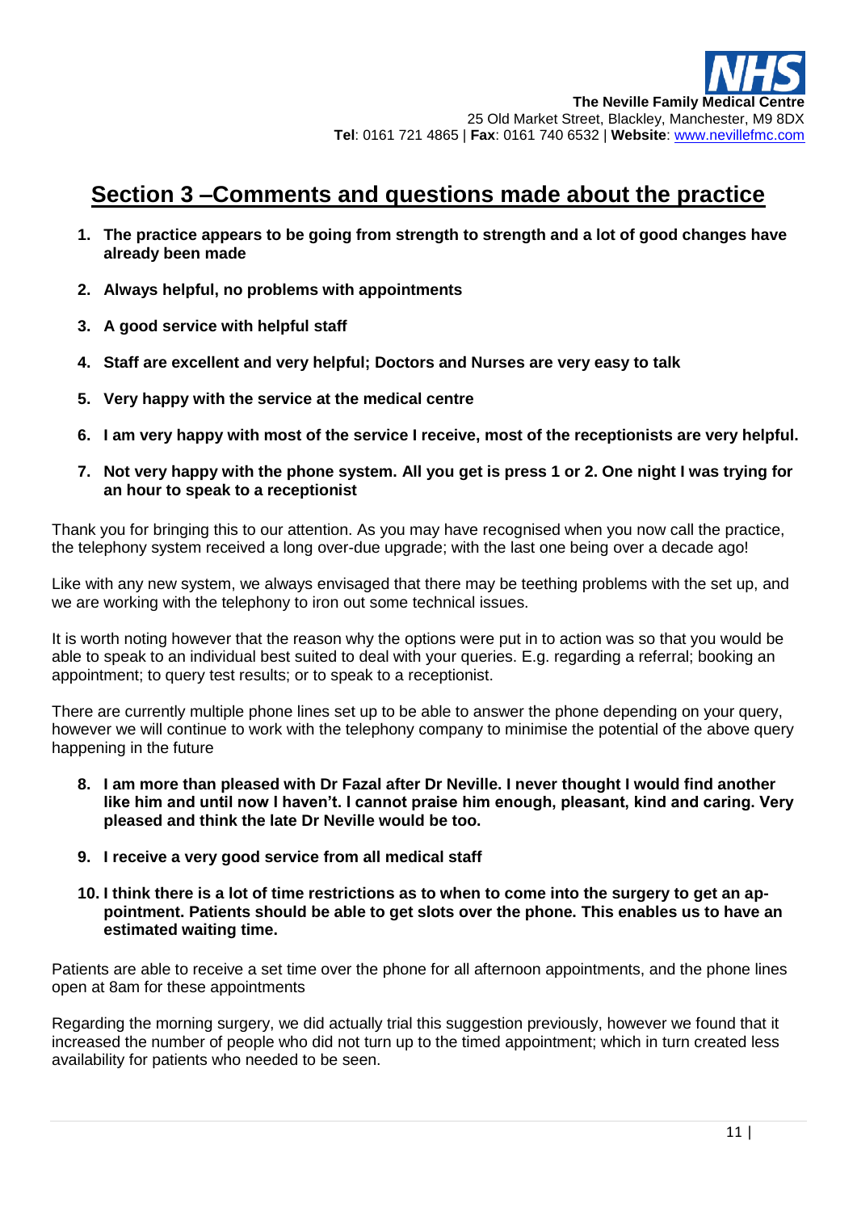## Section 3 –Comments and questions made about the practice

1. **The practice appears to be going from strength to strength and a lot of good changes have already been made**

2. **Always helpful, no problems with appointments**

3. **A good service with helpful staff**

4. **Staff are excellent and very helpful; Doctors and Nurses are very easy to talk**

5. **Very happy with the service at the medical centre**

6. **I am very happy with most of the service I receive, most of the receptionists are very helpful.**

7. **Not very happy with the phone system. All you get is press 1 or 2. One night I was trying for an hour to speak to a receptionist**

Thank you for bringing this to our attention. As you may have recognised when you now call the practice, the telephony system received a long over-due upgrade; with the last one being over a decade ago!

Like with any new system, we always envisaged that there may be teething problems with the set up, and we are working with the telephony to iron out some technical issues.

It is worth noting however that the reason why the options were put in to action was so that you would be able to speak to an individual best suited to deal with your queries. E.g. regarding a referral; booking an appointment; to query test results; or to speak to a receptionist.

There are currently multiple phone lines set up to be able to answer the phone depending on your query, however we will continue to work with the telephony company to minimise the potential of the above query happening in the future

8. **I am more than pleased with Dr Fazal after Dr Neville. I never thought I would find another like him and until now I haven't. I cannot praise him enough, pleasant, kind and caring. Very pleased and think the late Dr Neville would be too.**

9. **I receive a very good service from all medical staff**

10. **I think there is a lot of time restrictions as to when to come into the surgery to get an appointment. Patients should be able to get slots over the phone. This enables us to have an estimated waiting time.**

Patients are able to receive a set time over the phone for all afternoon appointments, and the phone lines open at 8am for these appointments

Regarding the morning surgery, we did actually trial this suggestion previously, however we found that it increased the number of people who did not turn up to the timed appointment; which in turn created less availability for patients who needed to be seen.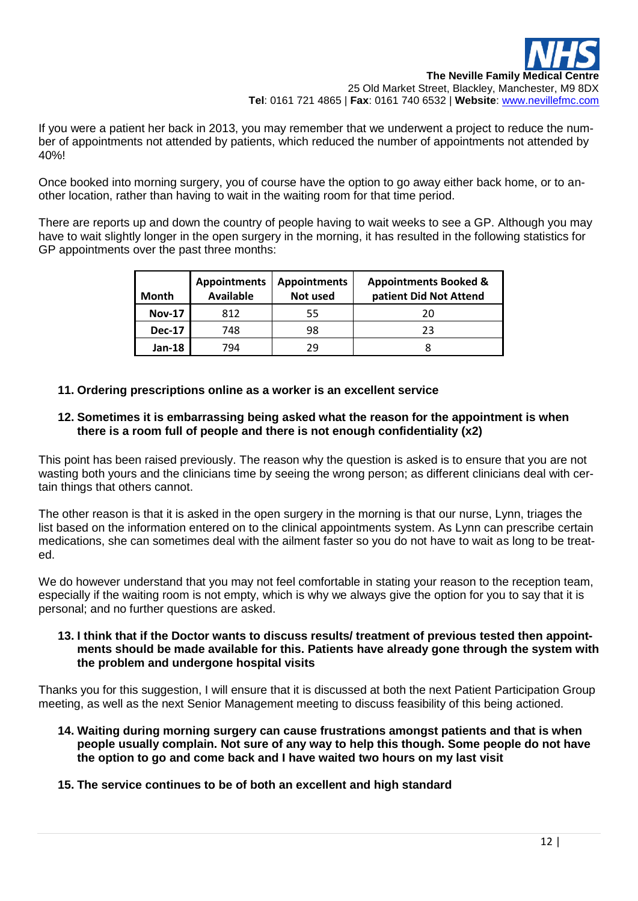If you were a patient her back in 2013, you may remember that we underwent a project to reduce the number of appointments not attended by patients, which reduced the number of appointments not attended by 40%!

Once booked into morning surgery, you of course have the option to go away either back home, or to another location, rather than having to wait in the waiting room for that time period.

There are reports up and down the country of people having to wait weeks to see a GP. Although you may have to wait slightly longer in the open surgery in the morning, it has resulted in the following statistics for GP appointments over the past three months:

| Month | Appointments Available | Appointments Not used | Appointments Booked & patient Did Not Attend |
|---|---|---|---|
| Nov-17 | 812 | 55 | 20 |
| Dec-17 | 748 | 98 | 23 |
| Jan-18 | 794 | 29 | 8 |

**11. Ordering prescriptions online as a worker is an excellent service**

**12. Sometimes it is embarrassing being asked what the reason for the appointment is when there is a room full of people and there is not enough confidentiality (x2)**

This point has been raised previously. The reason why the question is asked is to ensure that you are not wasting both yours and the clinicians time by seeing the wrong person; as different clinicians deal with certain things that others cannot.

The other reason is that it is asked in the open surgery in the morning is that our nurse, Lynn, triages the list based on the information entered on to the clinical appointments system. As Lynn can prescribe certain medications, she can sometimes deal with the ailment faster so you do not have to wait as long to be treated.

We do however understand that you may not feel comfortable in stating your reason to the reception team, especially if the waiting room is not empty, which is why we always give the option for you to say that it is personal; and no further questions are asked.

**13. I think that if the Doctor wants to discuss results/ treatment of previous tested then appointments should be made available for this. Patients have already gone through the system with the problem and undergone hospital visits**

Thanks you for this suggestion, I will ensure that it is discussed at both the next Patient Participation Group meeting, as well as the next Senior Management meeting to discuss feasibility of this being actioned.

**14. Waiting during morning surgery can cause frustrations amongst patients and that is when people usually complain. Not sure of any way to help this though. Some people do not have the option to go and come back and I have waited two hours on my last visit**

**15. The service continues to be of both an excellent and high standard**